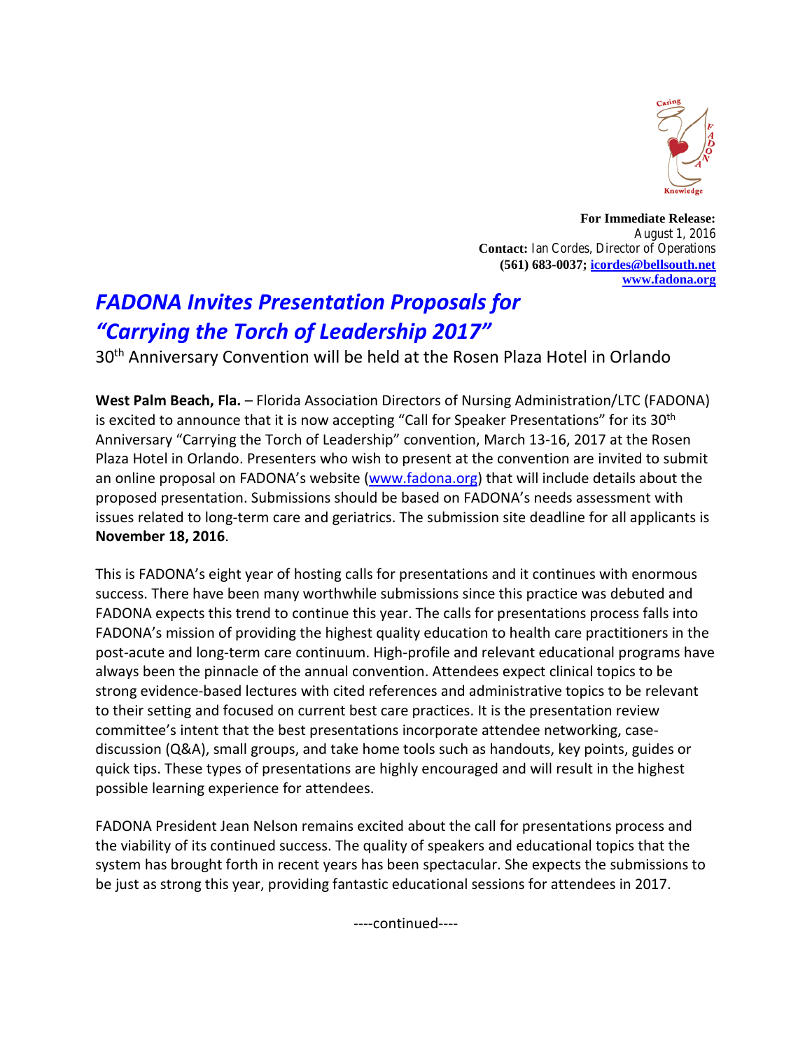**For Immediate Release:**
August 1, 2016
**Contact:** Ian Cordes, Director of Operations
**(561) 683-0037; icordes@bellsouth.net**
**www.fadona.org**

# *FADONA Invites Presentation Proposals for "Carrying the Torch of Leadership 2017"*

30th Anniversary Convention will be held at the Rosen Plaza Hotel in Orlando

**West Palm Beach, Fla.** – Florida Association Directors of Nursing Administration/LTC (FADONA) is excited to announce that it is now accepting "Call for Speaker Presentations" for its 30th Anniversary "Carrying the Torch of Leadership" convention, March 13-16, 2017 at the Rosen Plaza Hotel in Orlando. Presenters who wish to present at the convention are invited to submit an online proposal on FADONA's website (www.fadona.org) that will include details about the proposed presentation. Submissions should be based on FADONA's needs assessment with issues related to long-term care and geriatrics. The submission site deadline for all applicants is **November 18, 2016**.

This is FADONA's eight year of hosting calls for presentations and it continues with enormous success. There have been many worthwhile submissions since this practice was debuted and FADONA expects this trend to continue this year. The calls for presentations process falls into FADONA's mission of providing the highest quality education to health care practitioners in the post-acute and long-term care continuum. High-profile and relevant educational programs have always been the pinnacle of the annual convention. Attendees expect clinical topics to be strong evidence-based lectures with cited references and administrative topics to be relevant to their setting and focused on current best care practices. It is the presentation review committee's intent that the best presentations incorporate attendee networking, case-discussion (Q&A), small groups, and take home tools such as handouts, key points, guides or quick tips. These types of presentations are highly encouraged and will result in the highest possible learning experience for attendees.

FADONA President Jean Nelson remains excited about the call for presentations process and the viability of its continued success. The quality of speakers and educational topics that the system has brought forth in recent years has been spectacular. She expects the submissions to be just as strong this year, providing fantastic educational sessions for attendees in 2017.

----continued----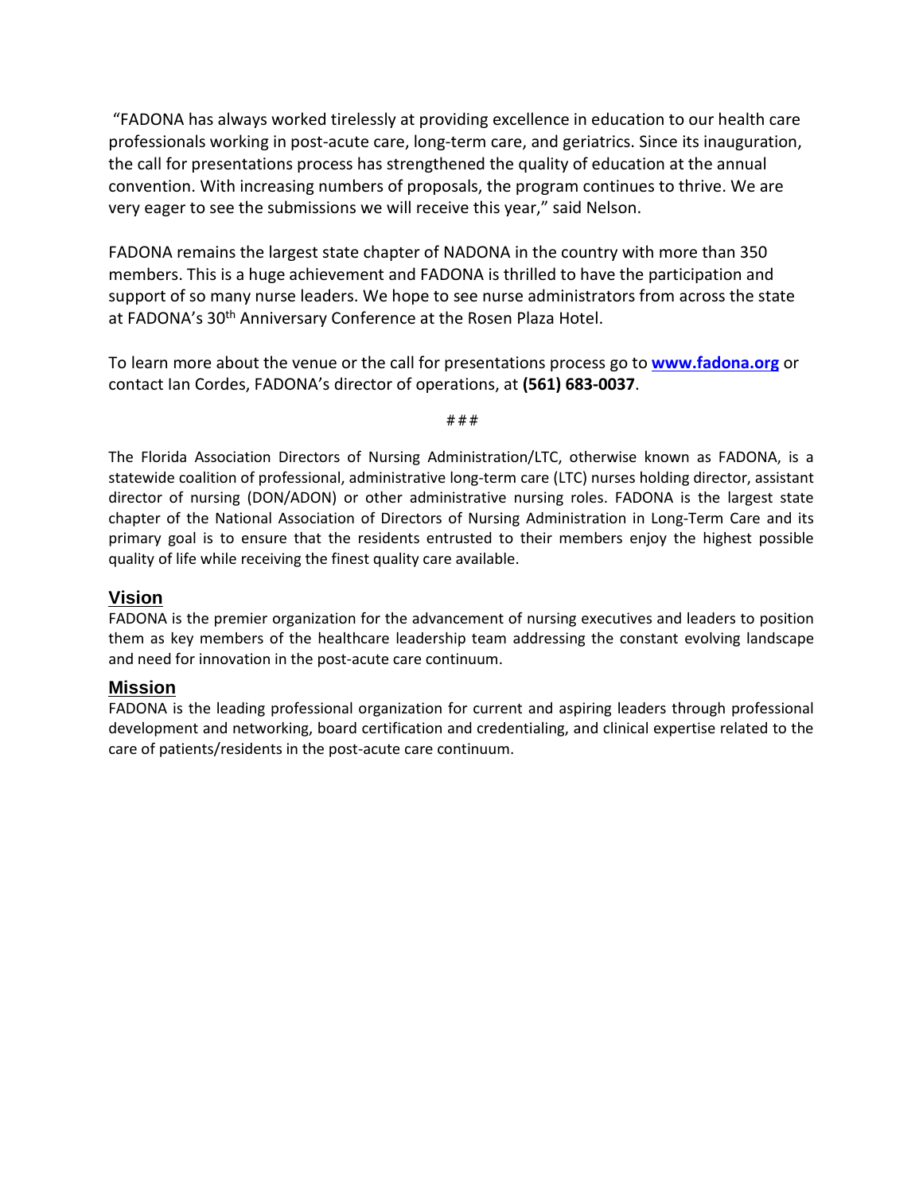"FADONA has always worked tirelessly at providing excellence in education to our health care professionals working in post-acute care, long-term care, and geriatrics. Since its inauguration, the call for presentations process has strengthened the quality of education at the annual convention. With increasing numbers of proposals, the program continues to thrive. We are very eager to see the submissions we will receive this year," said Nelson.

FADONA remains the largest state chapter of NADONA in the country with more than 350 members. This is a huge achievement and FADONA is thrilled to have the participation and support of so many nurse leaders. We hope to see nurse administrators from across the state at FADONA's 30th Anniversary Conference at the Rosen Plaza Hotel.

To learn more about the venue or the call for presentations process go to **[www.fadona.org](http://www.fadona.org)** or contact Ian Cordes, FADONA's director of operations, at **(561) 683-0037**.

###

The Florida Association Directors of Nursing Administration/LTC, otherwise known as FADONA, is a statewide coalition of professional, administrative long-term care (LTC) nurses holding director, assistant director of nursing (DON/ADON) or other administrative nursing roles. FADONA is the largest state chapter of the National Association of Directors of Nursing Administration in Long-Term Care and its primary goal is to ensure that the residents entrusted to their members enjoy the highest possible quality of life while receiving the finest quality care available.

## Vision

FADONA is the premier organization for the advancement of nursing executives and leaders to position them as key members of the healthcare leadership team addressing the constant evolving landscape and need for innovation in the post-acute care continuum.

## Mission

FADONA is the leading professional organization for current and aspiring leaders through professional development and networking, board certification and credentialing, and clinical expertise related to the care of patients/residents in the post-acute care continuum.